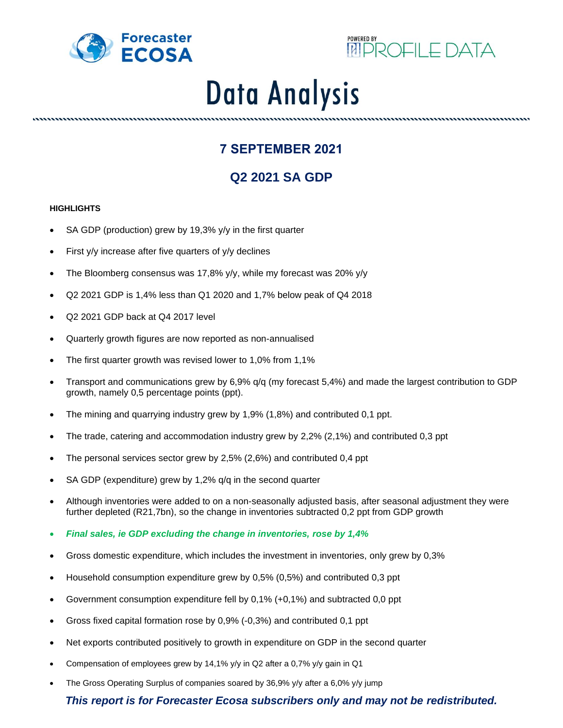# Data Analysis

## 7 SEPTEMBER 2021

## Q2 2021 SA GDP

**HIGHLIGHTS**

- SA GDP (production) grew by 19,3% y/y in the first quarter
- First y/y increase after five quarters of y/y declines
- The Bloomberg consensus was 17,8% y/y, while my forecast was 20% y/y
- Q2 2021 GDP is 1,4% less than Q1 2020 and 1,7% below peak of Q4 2018
- Q2 2021 GDP back at Q4 2017 level
- Quarterly growth figures are now reported as non-annualised
- The first quarter growth was revised lower to 1,0% from 1,1%
- Transport and communications grew by 6,9% q/q (my forecast 5,4%) and made the largest contribution to GDP growth, namely 0,5 percentage points (ppt).
- The mining and quarrying industry grew by 1,9% (1,8%) and contributed 0,1 ppt.
- The trade, catering and accommodation industry grew by 2,2% (2,1%) and contributed 0,3 ppt
- The personal services sector grew by 2,5% (2,6%) and contributed 0,4 ppt
- SA GDP (expenditure) grew by 1,2% q/q in the second quarter
- Although inventories were added to on a non-seasonally adjusted basis, after seasonal adjustment they were further depleted (R21,7bn), so the change in inventories subtracted 0,2 ppt from GDP growth
- ***Final sales, ie GDP excluding the change in inventories, rose by 1,4%***
- Gross domestic expenditure, which includes the investment in inventories, only grew by 0,3%
- Household consumption expenditure grew by 0,5% (0,5%) and contributed 0,3 ppt
- Government consumption expenditure fell by 0,1% (+0,1%) and subtracted 0,0 ppt
- Gross fixed capital formation rose by 0,9% (-0,3%) and contributed 0,1 ppt
- Net exports contributed positively to growth in expenditure on GDP in the second quarter
- Compensation of employees grew by 14,1% y/y in Q2 after a 0,7% y/y gain in Q1
- The Gross Operating Surplus of companies soared by 36,9% y/y after a 6,0% y/y jump

***This report is for Forecaster Ecosa subscribers only and may not be redistributed.***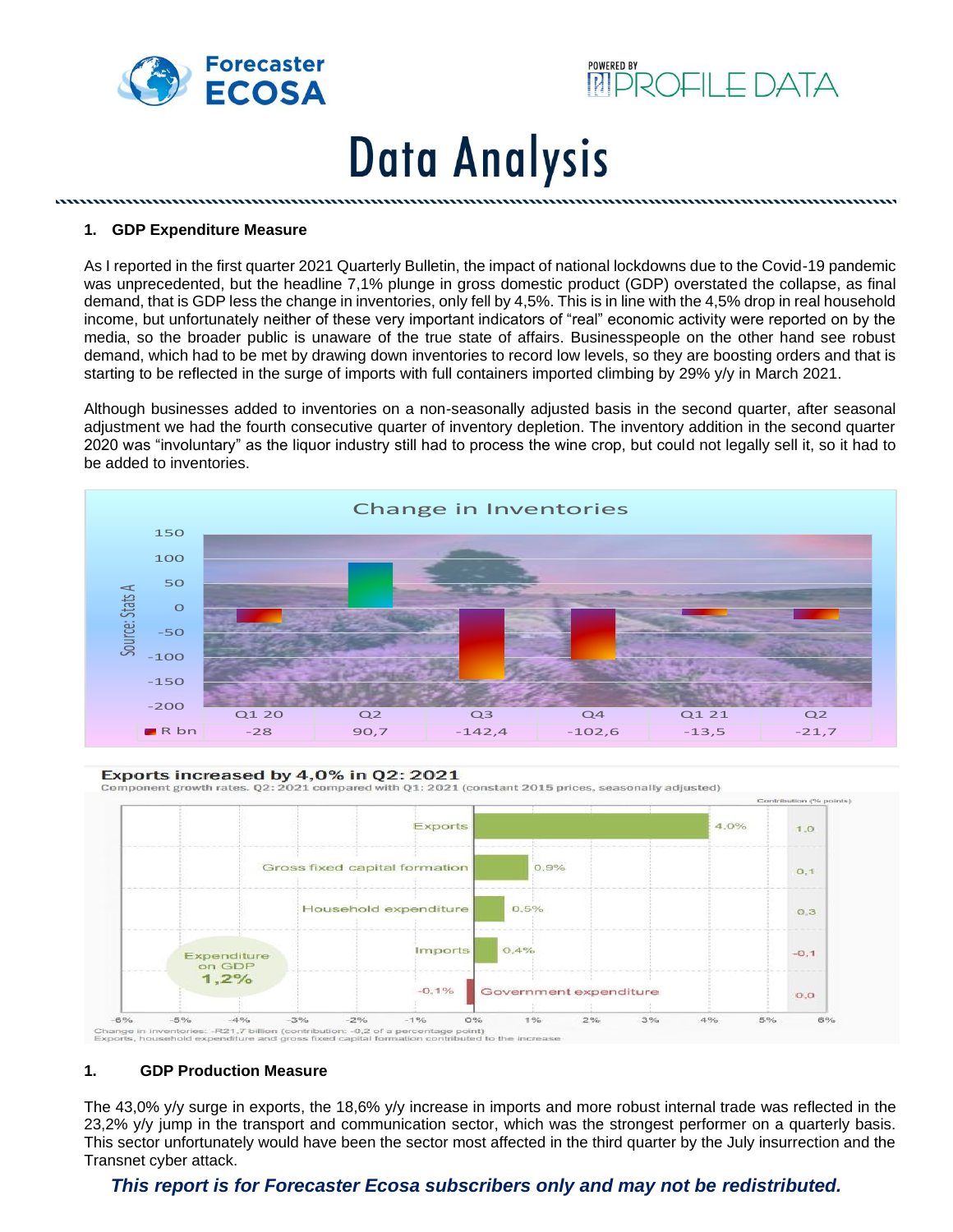# Data Analysis

### 1. GDP Expenditure Measure

As I reported in the first quarter 2021 Quarterly Bulletin, the impact of national lockdowns due to the Covid-19 pandemic was unprecedented, but the headline 7,1% plunge in gross domestic product (GDP) overstated the collapse, as final demand, that is GDP less the change in inventories, only fell by 4,5%. This is in line with the 4,5% drop in real household income, but unfortunately neither of these very important indicators of "real" economic activity were reported on by the media, so the broader public is unaware of the true state of affairs. Businesspeople on the other hand see robust demand, which had to be met by drawing down inventories to record low levels, so they are boosting orders and that is starting to be reflected in the surge of imports with full containers imported climbing by 29% y/y in March 2021.

Although businesses added to inventories on a non-seasonally adjusted basis in the second quarter, after seasonal adjustment we had the fourth consecutive quarter of inventory depletion. The inventory addition in the second quarter 2020 was "involuntary" as the liquor industry still had to process the wine crop, but could not legally sell it, so it had to be added to inventories.

**Change in Inventories**

| | Q1 20 | Q2 | Q3 | Q4 | Q1 21 | Q2 |
|---|---|---|---|---|---|---|
| R bn | -28 | 90,7 | -142,4 | -102,6 | -13,5 | -21,7 |

Source: Stats A

**Exports increased by 4,0% in Q2: 2021**

Component growth rates. Q2: 2021 compared with Q1: 2021 (constant 2015 prices, seasonally adjusted)

| Component | Growth rate | Contribution (% points) |
|---|---|---|
| Exports | 4,0% | 1,0 |
| Gross fixed capital formation | 0,9% | 0,1 |
| Household expenditure | 0,5% | 0,3 |
| Imports | 0,4% | -0,1 |
| Government expenditure | -0,1% | 0,0 |

Expenditure on GDP 1,2%

Change in inventories: -R21,7 billion (contribution: -0,2 of a percentage point)
Exports, household expenditure and gross fixed capital formation contributed to the increase

### 1. GDP Production Measure

The 43,0% y/y surge in exports, the 18,6% y/y increase in imports and more robust internal trade was reflected in the 23,2% y/y jump in the transport and communication sector, which was the strongest performer on a quarterly basis. This sector unfortunately would have been the sector most affected in the third quarter by the July insurrection and the Transnet cyber attack.

***This report is for Forecaster Ecosa subscribers only and may not be redistributed.***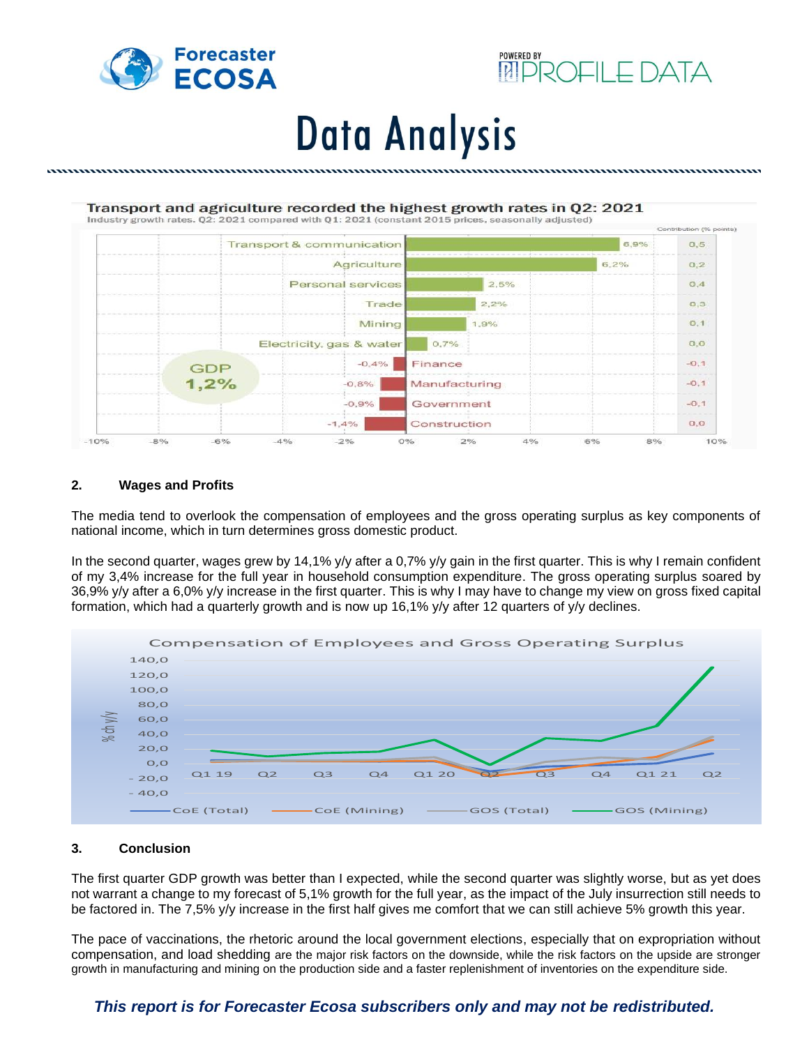# Data Analysis

**Transport and agriculture recorded the highest growth rates in Q2: 2021**

Industry growth rates. Q2: 2021 compared with Q1: 2021 (constant 2015 prices, seasonally adjusted)

Contribution (% points)

Transport & communication 6,9% 0,5
Agriculture 6,2% 0,2
Personal services 2,5% 0,4
Trade 2,2% 0,3
Mining 1,9% 0,1
Electricity, gas & water 0,7% 0,0
Finance -0,4% -0,1
Manufacturing -0,8% -0,1
Government -0,9% -0,1
Construction -1,4% 0,0

GDP 1,2%

-10% -8% -6% -4% -2% 0% 2% 4% 6% 8% 10%

## 2. Wages and Profits

The media tend to overlook the compensation of employees and the gross operating surplus as key components of national income, which in turn determines gross domestic product.

In the second quarter, wages grew by 14,1% y/y after a 0,7% y/y gain in the first quarter. This is why I remain confident of my 3,4% increase for the full year in household consumption expenditure. The gross operating surplus soared by 36,9% y/y after a 6,0% y/y increase in the first quarter. This is why I may have to change my view on gross fixed capital formation, which had a quarterly growth and is now up 16,1% y/y after 12 quarters of y/y declines.

**Compensation of Employees and Gross Operating Surplus**

% ch y/y

140,0
120,0
100,0
80,0
60,0
40,0
20,0
0,0
- 20,0
- 40,0

Q1 19 Q2 Q3 Q4 Q1 20 Q2 Q3 Q4 Q1 21 Q2

CoE (Total) CoE (Mining) GOS (Total) GOS (Mining)

## 3. Conclusion

The first quarter GDP growth was better than I expected, while the second quarter was slightly worse, but as yet does not warrant a change to my forecast of 5,1% growth for the full year, as the impact of the July insurrection still needs to be factored in. The 7,5% y/y increase in the first half gives me comfort that we can still achieve 5% growth this year.

The pace of vaccinations, the rhetoric around the local government elections, especially that on expropriation without compensation, and load shedding are the major risk factors on the downside, while the risk factors on the upside are stronger growth in manufacturing and mining on the production side and a faster replenishment of inventories on the expenditure side.

***This report is for Forecaster Ecosa subscribers only and may not be redistributed.***